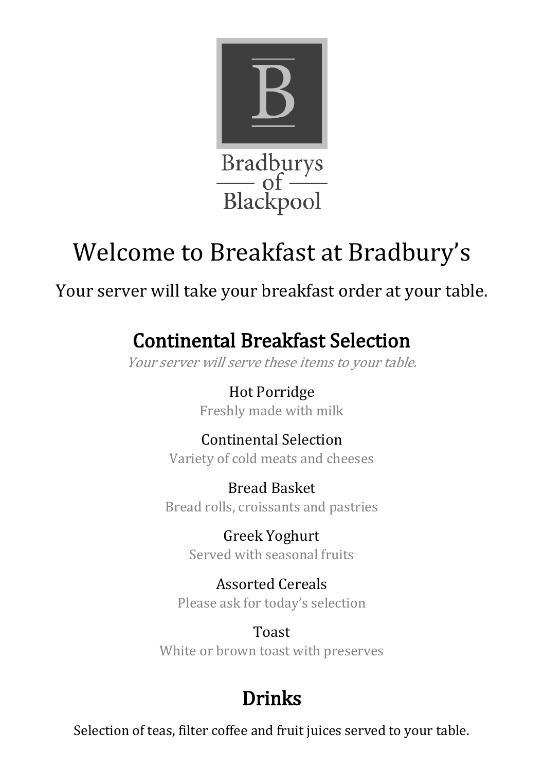Bradburys
of
Blackpool

# Welcome to Breakfast at Bradbury's

Your server will take your breakfast order at your table.

## Continental Breakfast Selection

*Your server will serve these items to your table.*

Hot Porridge
Freshly made with milk

Continental Selection
Variety of cold meats and cheeses

Bread Basket
Bread rolls, croissants and pastries

Greek Yoghurt
Served with seasonal fruits

Assorted Cereals
Please ask for today's selection

Toast
White or brown toast with preserves

## Drinks

Selection of teas, filter coffee and fruit juices served to your table.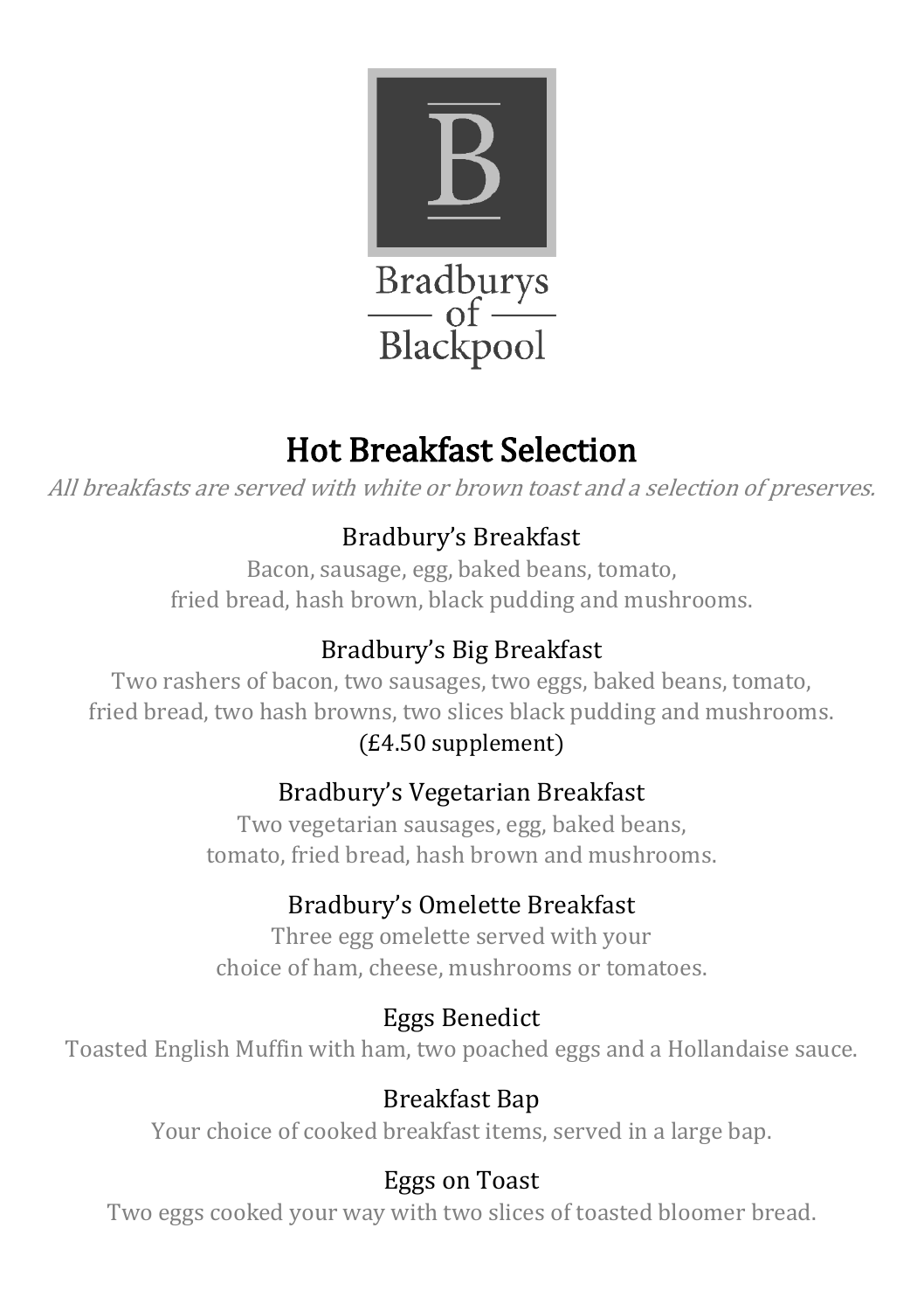Bradburys
of
Blackpool

# Hot Breakfast Selection

*All breakfasts are served with white or brown toast and a selection of preserves.*

### Bradbury's Breakfast

Bacon, sausage, egg, baked beans, tomato,
fried bread, hash brown, black pudding and mushrooms.

### Bradbury's Big Breakfast

Two rashers of bacon, two sausages, two eggs, baked beans, tomato,
fried bread, two hash browns, two slices black pudding and mushrooms.
(£4.50 supplement)

### Bradbury's Vegetarian Breakfast

Two vegetarian sausages, egg, baked beans,
tomato, fried bread, hash brown and mushrooms.

### Bradbury's Omelette Breakfast

Three egg omelette served with your
choice of ham, cheese, mushrooms or tomatoes.

### Eggs Benedict

Toasted English Muffin with ham, two poached eggs and a Hollandaise sauce.

### Breakfast Bap

Your choice of cooked breakfast items, served in a large bap.

### Eggs on Toast

Two eggs cooked your way with two slices of toasted bloomer bread.